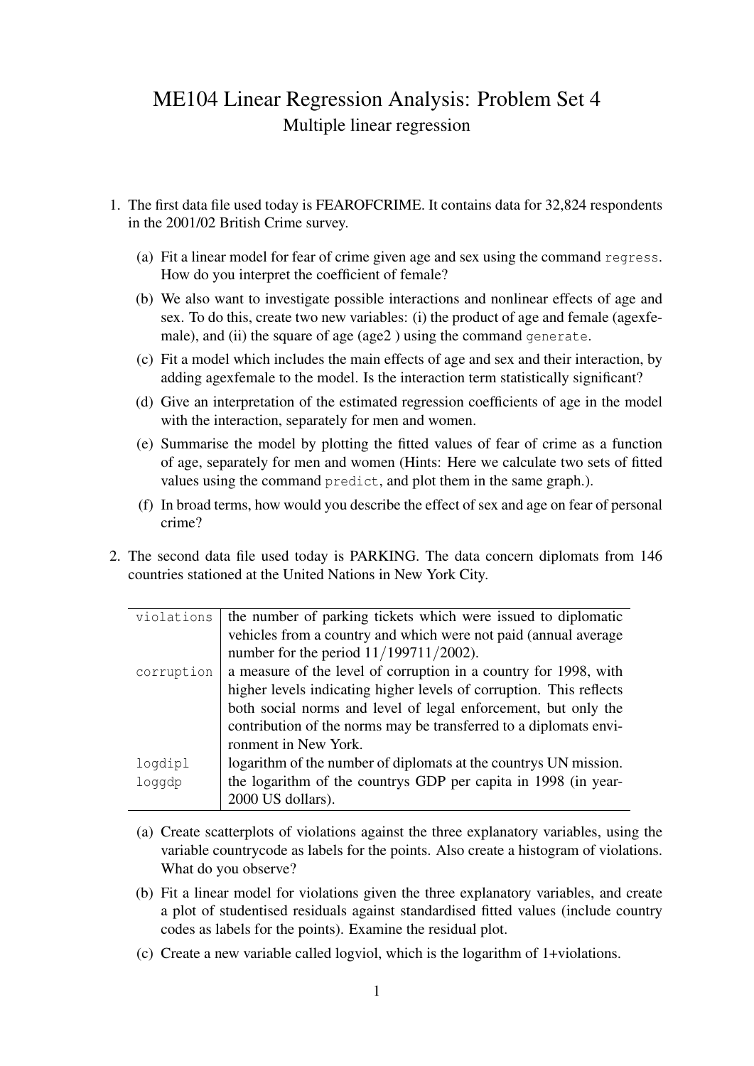# ME104 Linear Regression Analysis: Problem Set 4

## Multiple linear regression

1. The first data file used today is FEAROFCRIME. It contains data for 32,824 respondents in the 2001/02 British Crime survey.

   (a) Fit a linear model for fear of crime given age and sex using the command `regress`. How do you interpret the coefficient of female?

   (b) We also want to investigate possible interactions and nonlinear effects of age and sex. To do this, create two new variables: (i) the product of age and female (agexfemale), and (ii) the square of age (age2 ) using the command `generate`.

   (c) Fit a model which includes the main effects of age and sex and their interaction, by adding agexfemale to the model. Is the interaction term statistically significant?

   (d) Give an interpretation of the estimated regression coefficients of age in the model with the interaction, separately for men and women.

   (e) Summarise the model by plotting the fitted values of fear of crime as a function of age, separately for men and women (Hints: Here we calculate two sets of fitted values using the command `predict`, and plot them in the same graph.).

   (f) In broad terms, how would you describe the effect of sex and age on fear of personal crime?

2. The second data file used today is PARKING. The data concern diplomats from 146 countries stationed at the United Nations in New York City.

| | |
|---|---|
| `violations` | the number of parking tickets which were issued to diplomatic vehicles from a country and which were not paid (annual average number for the period 11/199711/2002). |
| `corruption` | a measure of the level of corruption in a country for 1998, with higher levels indicating higher levels of corruption. This reflects both social norms and level of legal enforcement, but only the contribution of the norms may be transferred to a diplomats environment in New York. |
| `logdipl` | logarithm of the number of diplomats at the countrys UN mission. |
| `loggdp` | the logarithm of the countrys GDP per capita in 1998 (in year-2000 US dollars). |

   (a) Create scatterplots of violations against the three explanatory variables, using the variable countrycode as labels for the points. Also create a histogram of violations. What do you observe?

   (b) Fit a linear model for violations given the three explanatory variables, and create a plot of studentised residuals against standardised fitted values (include country codes as labels for the points). Examine the residual plot.

   (c) Create a new variable called logviol, which is the logarithm of 1+violations.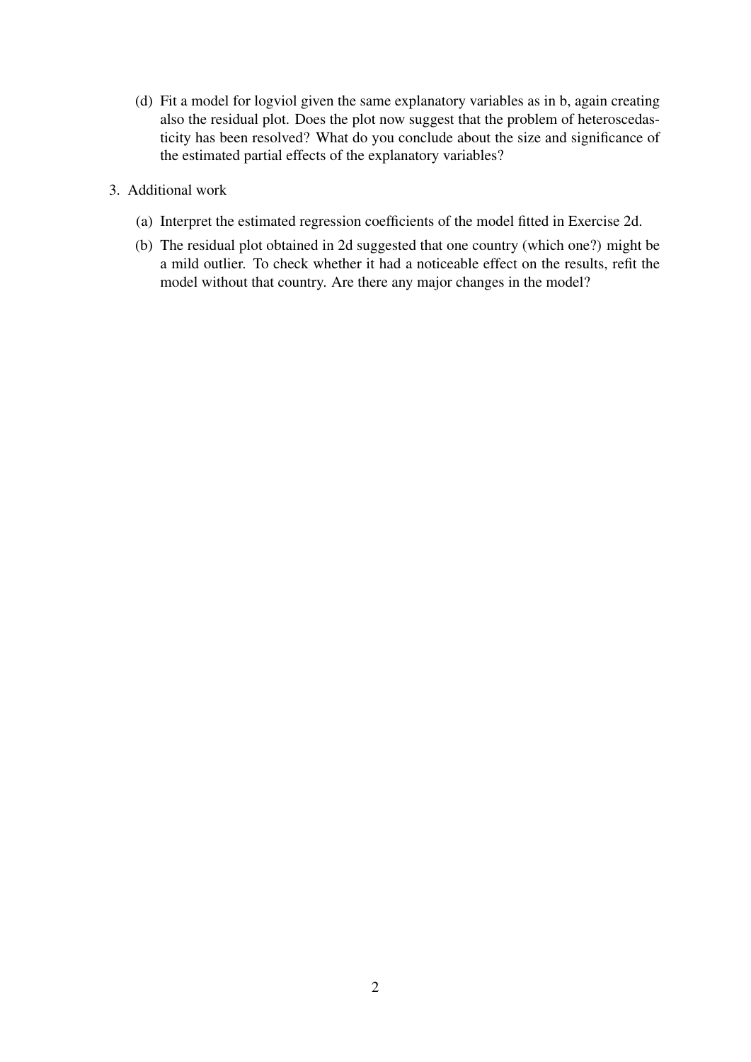(d) Fit a model for logviol given the same explanatory variables as in b, again creating also the residual plot. Does the plot now suggest that the problem of heteroscedasticity has been resolved? What do you conclude about the size and significance of the estimated partial effects of the explanatory variables?

3. Additional work

   (a) Interpret the estimated regression coefficients of the model fitted in Exercise 2d.

   (b) The residual plot obtained in 2d suggested that one country (which one?) might be a mild outlier. To check whether it had a noticeable effect on the results, refit the model without that country. Are there any major changes in the model?